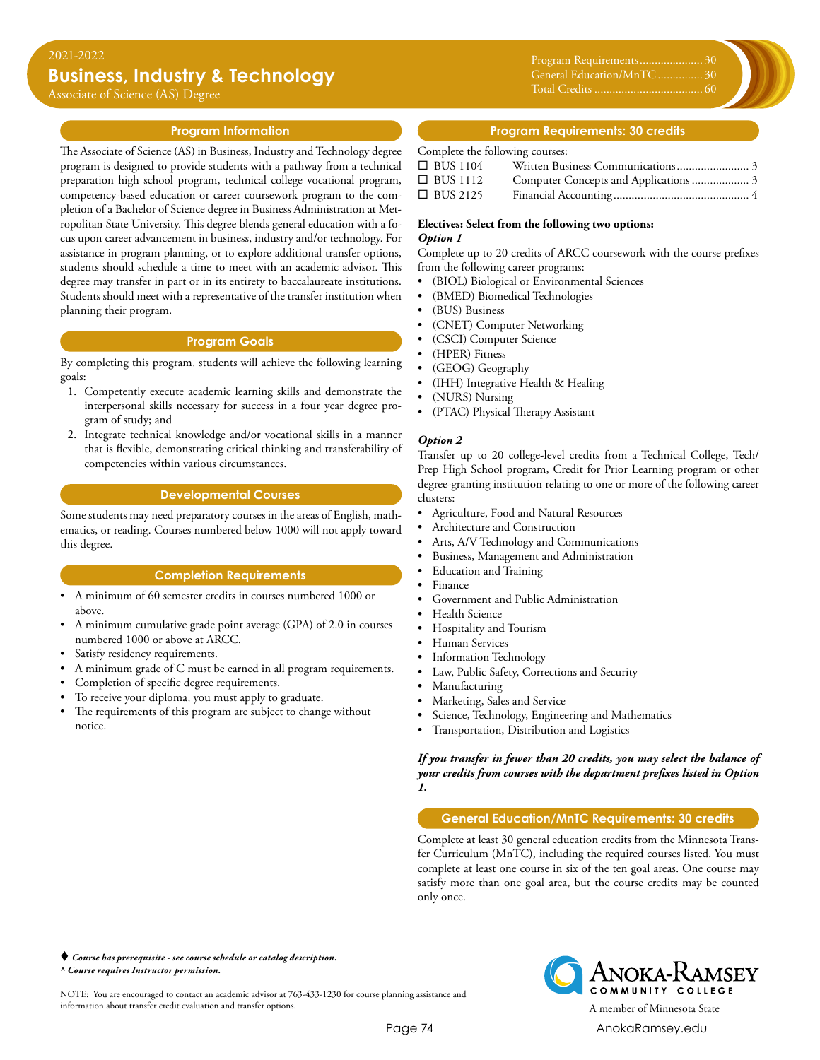2021-2022

# Business, Industry & Technology

Associate of Science (AS) Degree

| | |
|---|---|
| Program Requirements | 30 |
| General Education/MnTC | 30 |
| Total Credits | 60 |

## Program Information

The Associate of Science (AS) in Business, Industry and Technology degree program is designed to provide students with a pathway from a technical preparation high school program, technical college vocational program, competency-based education or career coursework program to the completion of a Bachelor of Science degree in Business Administration at Metropolitan State University. This degree blends general education with a focus upon career advancement in business, industry and/or technology. For assistance in program planning, or to explore additional transfer options, students should schedule a time to meet with an academic advisor. This degree may transfer in part or in its entirety to baccalaureate institutions. Students should meet with a representative of the transfer institution when planning their program.

## Program Goals

By completing this program, students will achieve the following learning goals:

1. Competently execute academic learning skills and demonstrate the interpersonal skills necessary for success in a four year degree program of study; and
2. Integrate technical knowledge and/or vocational skills in a manner that is flexible, demonstrating critical thinking and transferability of competencies within various circumstances.

## Developmental Courses

Some students may need preparatory courses in the areas of English, mathematics, or reading. Courses numbered below 1000 will not apply toward this degree.

## Completion Requirements

- A minimum of 60 semester credits in courses numbered 1000 or above.
- A minimum cumulative grade point average (GPA) of 2.0 in courses numbered 1000 or above at ARCC.
- Satisfy residency requirements.
- A minimum grade of C must be earned in all program requirements.
- Completion of specific degree requirements.
- To receive your diploma, you must apply to graduate.
- The requirements of this program are subject to change without notice.

## Program Requirements: 30 credits

Complete the following courses:

- ☐ BUS 1104 Written Business Communications ........ 3
- ☐ BUS 1112 Computer Concepts and Applications ........ 3
- ☐ BUS 2125 Financial Accounting ........ 4

**Electives: Select from the following two options:**

***Option 1***

Complete up to 20 credits of ARCC coursework with the course prefixes from the following career programs:

- (BIOL) Biological or Environmental Sciences
- (BMED) Biomedical Technologies
- (BUS) Business
- (CNET) Computer Networking
- (CSCI) Computer Science
- (HPER) Fitness
- (GEOG) Geography
- (IHH) Integrative Health & Healing
- (NURS) Nursing
- (PTAC) Physical Therapy Assistant

***Option 2***

Transfer up to 20 college-level credits from a Technical College, Tech/Prep High School program, Credit for Prior Learning program or other degree-granting institution relating to one or more of the following career clusters:

- Agriculture, Food and Natural Resources
- Architecture and Construction
- Arts, A/V Technology and Communications
- Business, Management and Administration
- Education and Training
- Finance
- Government and Public Administration
- Health Science
- Hospitality and Tourism
- Human Services
- Information Technology
- Law, Public Safety, Corrections and Security
- Manufacturing
- Marketing, Sales and Service
- Science, Technology, Engineering and Mathematics
- Transportation, Distribution and Logistics

***If you transfer in fewer than 20 credits, you may select the balance of your credits from courses with the department prefixes listed in Option 1.***

## General Education/MnTC Requirements: 30 credits

Complete at least 30 general education credits from the Minnesota Transfer Curriculum (MnTC), including the required courses listed. You must complete at least one course in six of the ten goal areas. One course may satisfy more than one goal area, but the course credits may be counted only once.

♦ ***Course has prerequisite - see course schedule or catalog description.***

^ ***Course requires Instructor permission.***

NOTE: You are encouraged to contact an academic advisor at 763-433-1230 for course planning assistance and information about transfer credit evaluation and transfer options.

Anoka-Ramsey Community College

A member of Minnesota State

AnokaRamsey.edu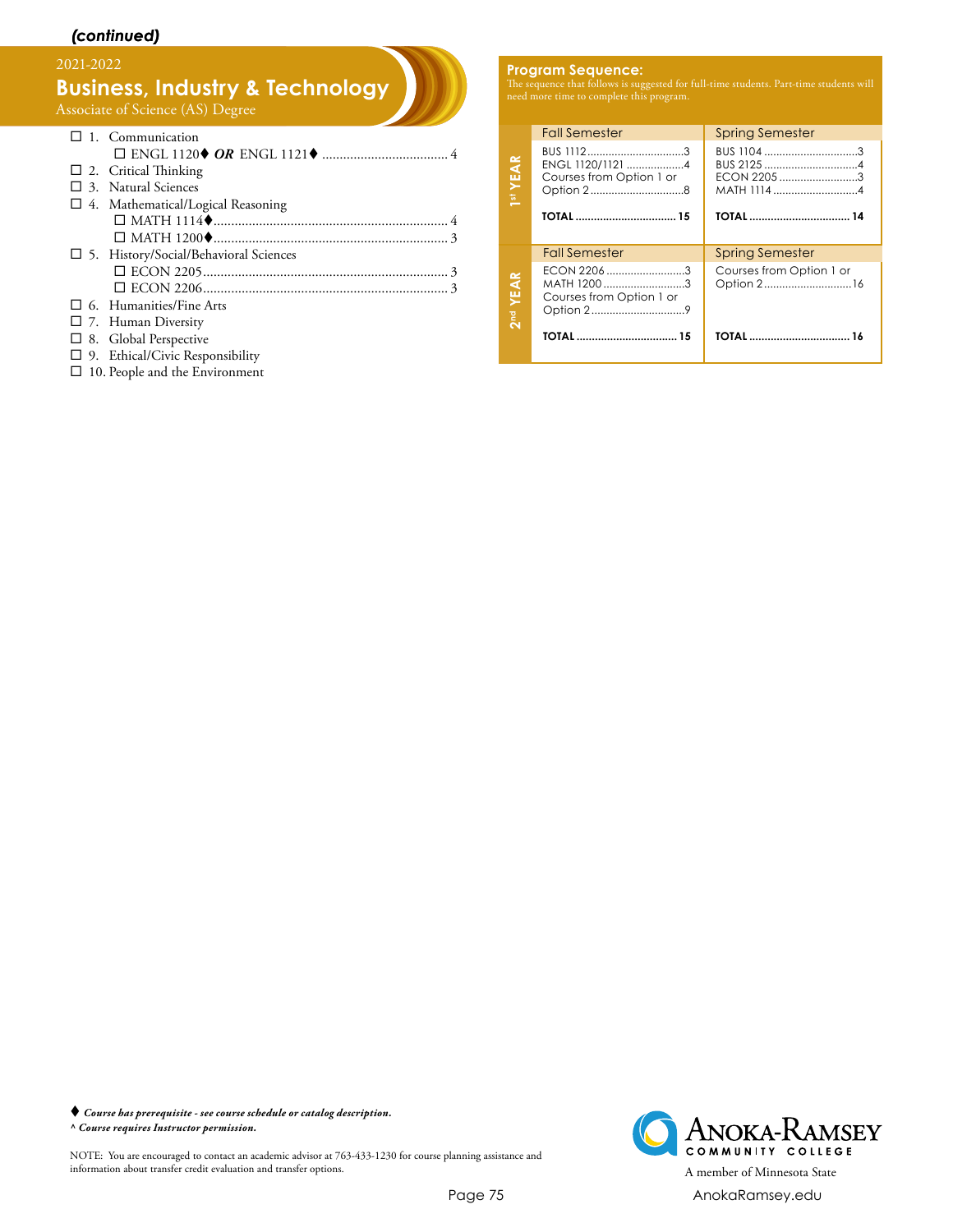*(continued)*

2021-2022

## Business, Industry & Technology

Associate of Science (AS) Degree

- ☐ 1. Communication
  - ☐ ENGL 1120♦ ***OR*** ENGL 1121♦ .................................... 4
- ☐ 2. Critical Thinking
- ☐ 3. Natural Sciences
- ☐ 4. Mathematical/Logical Reasoning
  - ☐ MATH 1114♦.................................................................. 4
  - ☐ MATH 1200♦.................................................................. 3
- ☐ 5. History/Social/Behavioral Sciences
  - ☐ ECON 2205..................................................................... 3
  - ☐ ECON 2206..................................................................... 3
- ☐ 6. Humanities/Fine Arts
- ☐ 7. Human Diversity
- ☐ 8. Global Perspective
- ☐ 9. Ethical/Civic Responsibility
- ☐ 10. People and the Environment

### Program Sequence:

The sequence that follows is suggested for full-time students. Part-time students will need more time to complete this program.

| | Fall Semester | Spring Semester |
|---|---|---|
| 1st YEAR | BUS 1112 ......3<br>ENGL 1120/1121 ......4<br>Courses from Option 1 or Option 2 ......8<br>**TOTAL ...... 15** | BUS 1104 ......3<br>BUS 2125 ......4<br>ECON 2205 ......3<br>MATH 1114 ......4<br>**TOTAL ...... 14** |
| | **Fall Semester** | **Spring Semester** |
| 2nd YEAR | ECON 2206 ......3<br>MATH 1200 ......3<br>Courses from Option 1 or Option 2 ......9<br>**TOTAL ...... 15** | Courses from Option 1 or Option 2 ......16<br>**TOTAL ...... 16** |

♦ ***Course has prerequisite - see course schedule or catalog description.***

^ ***Course requires Instructor permission.***

NOTE: You are encouraged to contact an academic advisor at 763-433-1230 for course planning assistance and information about transfer credit evaluation and transfer options.

Anoka-Ramsey Community College

A member of Minnesota State

AnokaRamsey.edu